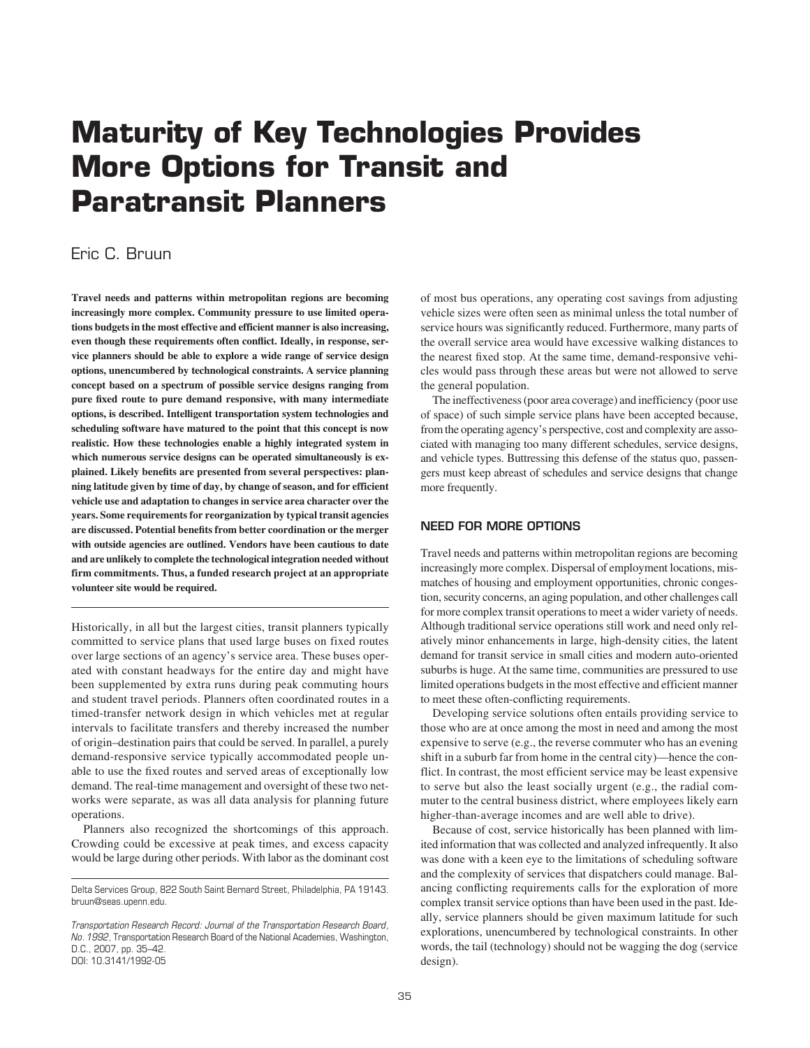# Maturity of Key Technologies Provides More Options for Transit and Paratransit Planners

Eric C. Bruun

**Travel needs and patterns within metropolitan regions are becoming increasingly more complex. Community pressure to use limited operations budgets in the most effective and efficient manner is also increasing, even though these requirements often conflict. Ideally, in response, service planners should be able to explore a wide range of service design options, unencumbered by technological constraints. A service planning concept based on a spectrum of possible service designs ranging from pure fixed route to pure demand responsive, with many intermediate options, is described. Intelligent transportation system technologies and scheduling software have matured to the point that this concept is now realistic. How these technologies enable a highly integrated system in which numerous service designs can be operated simultaneously is explained. Likely benefits are presented from several perspectives: planning latitude given by time of day, by change of season, and for efficient vehicle use and adaptation to changes in service area character over the years. Some requirements for reorganization by typical transit agencies are discussed. Potential benefits from better coordination or the merger with outside agencies are outlined. Vendors have been cautious to date and are unlikely to complete the technological integration needed without firm commitments. Thus, a funded research project at an appropriate volunteer site would be required.**

Historically, in all but the largest cities, transit planners typically committed to service plans that used large buses on fixed routes over large sections of an agency's service area. These buses operated with constant headways for the entire day and might have been supplemented by extra runs during peak commuting hours and student travel periods. Planners often coordinated routes in a timed-transfer network design in which vehicles met at regular intervals to facilitate transfers and thereby increased the number of origin–destination pairs that could be served. In parallel, a purely demand-responsive service typically accommodated people unable to use the fixed routes and served areas of exceptionally low demand. The real-time management and oversight of these two networks were separate, as was all data analysis for planning future operations.

Planners also recognized the shortcomings of this approach. Crowding could be excessive at peak times, and excess capacity would be large during other periods. With labor as the dominant cost of most bus operations, any operating cost savings from adjusting vehicle sizes were often seen as minimal unless the total number of service hours was significantly reduced. Furthermore, many parts of the overall service area would have excessive walking distances to the nearest fixed stop. At the same time, demand-responsive vehicles would pass through these areas but were not allowed to serve the general population.

The ineffectiveness (poor area coverage) and inefficiency (poor use of space) of such simple service plans have been accepted because, from the operating agency's perspective, cost and complexity are associated with managing too many different schedules, service designs, and vehicle types. Buttressing this defense of the status quo, passengers must keep abreast of schedules and service designs that change more frequently.

## NEED FOR MORE OPTIONS

Travel needs and patterns within metropolitan regions are becoming increasingly more complex. Dispersal of employment locations, mismatches of housing and employment opportunities, chronic congestion, security concerns, an aging population, and other challenges call for more complex transit operations to meet a wider variety of needs. Although traditional service operations still work and need only relatively minor enhancements in large, high-density cities, the latent demand for transit service in small cities and modern auto-oriented suburbs is huge. At the same time, communities are pressured to use limited operations budgets in the most effective and efficient manner to meet these often-conflicting requirements.

Developing service solutions often entails providing service to those who are at once among the most in need and among the most expensive to serve (e.g., the reverse commuter who has an evening shift in a suburb far from home in the central city)—hence the conflict. In contrast, the most efficient service may be least expensive to serve but also the least socially urgent (e.g., the radial commuter to the central business district, where employees likely earn higher-than-average incomes and are well able to drive).

Because of cost, service historically has been planned with limited information that was collected and analyzed infrequently. It also was done with a keen eye to the limitations of scheduling software and the complexity of services that dispatchers could manage. Balancing conflicting requirements calls for the exploration of more complex transit service options than have been used in the past. Ideally, service planners should be given maximum latitude for such explorations, unencumbered by technological constraints. In other words, the tail (technology) should not be wagging the dog (service design).

Delta Services Group, 822 South Saint Bernard Street, Philadelphia, PA 19143. bruun@seas.upenn.edu.

*Transportation Research Record: Journal of the Transportation Research Board, No. 1992,* Transportation Research Board of the National Academies, Washington, D.C., 2007, pp. 35–42.
DOI: 10.3141/1992-05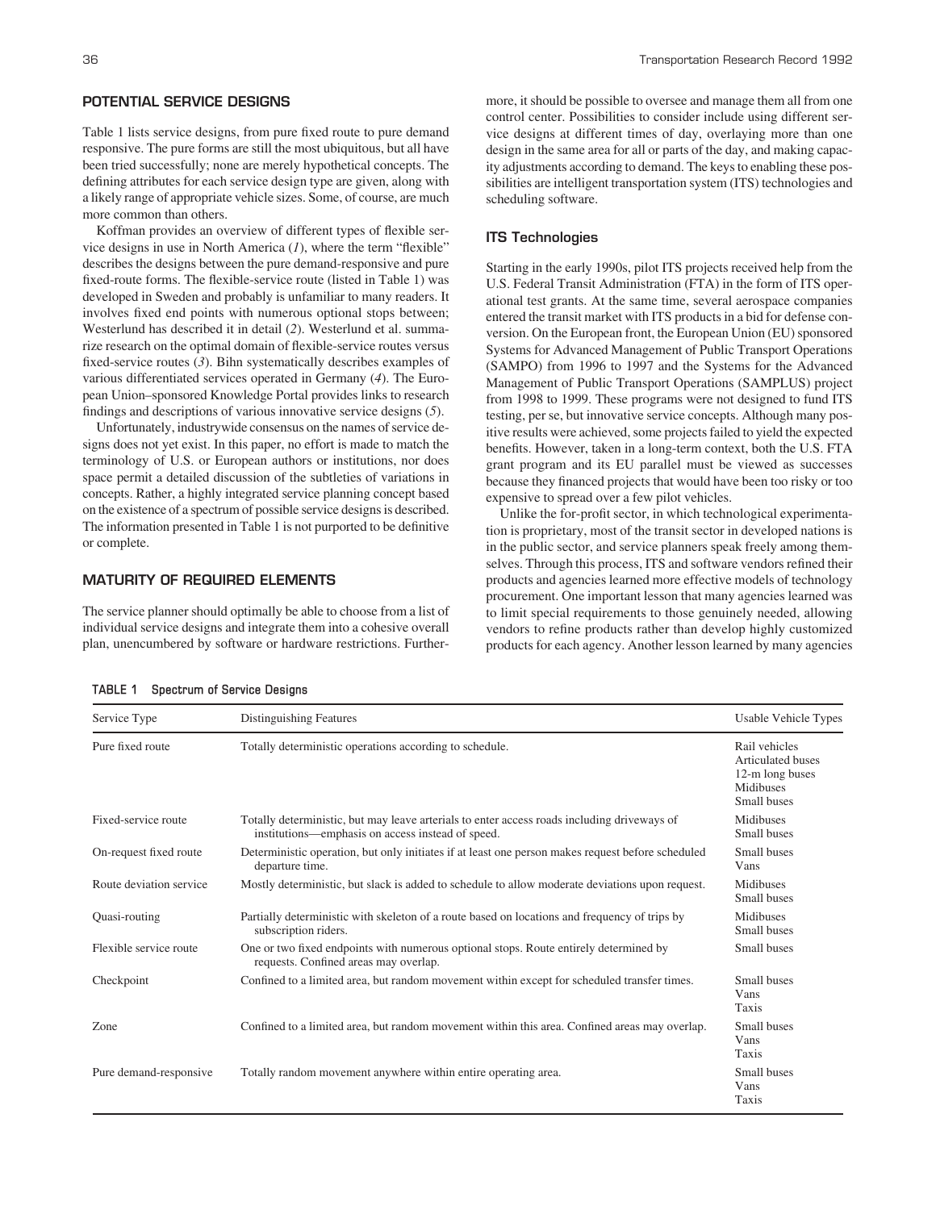## POTENTIAL SERVICE DESIGNS

Table 1 lists service designs, from pure fixed route to pure demand responsive. The pure forms are still the most ubiquitous, but all have been tried successfully; none are merely hypothetical concepts. The defining attributes for each service design type are given, along with a likely range of appropriate vehicle sizes. Some, of course, are much more common than others.

Koffman provides an overview of different types of flexible service designs in use in North America (*1*), where the term "flexible" describes the designs between the pure demand-responsive and pure fixed-route forms. The flexible-service route (listed in Table 1) was developed in Sweden and probably is unfamiliar to many readers. It involves fixed end points with numerous optional stops between; Westerlund has described it in detail (*2*). Westerlund et al. summarize research on the optimal domain of flexible-service routes versus fixed-service routes (*3*). Bihn systematically describes examples of various differentiated services operated in Germany (*4*). The European Union–sponsored Knowledge Portal provides links to research findings and descriptions of various innovative service designs (*5*).

Unfortunately, industrywide consensus on the names of service designs does not yet exist. In this paper, no effort is made to match the terminology of U.S. or European authors or institutions, nor does space permit a detailed discussion of the subtleties of variations in concepts. Rather, a highly integrated service planning concept based on the existence of a spectrum of possible service designs is described. The information presented in Table 1 is not purported to be definitive or complete.

## MATURITY OF REQUIRED ELEMENTS

The service planner should optimally be able to choose from a list of individual service designs and integrate them into a cohesive overall plan, unencumbered by software or hardware restrictions. Furthermore, it should be possible to oversee and manage them all from one control center. Possibilities to consider include using different service designs at different times of day, overlaying more than one design in the same area for all or parts of the day, and making capacity adjustments according to demand. The keys to enabling these possibilities are intelligent transportation system (ITS) technologies and scheduling software.

### ITS Technologies

Starting in the early 1990s, pilot ITS projects received help from the U.S. Federal Transit Administration (FTA) in the form of ITS operational test grants. At the same time, several aerospace companies entered the transit market with ITS products in a bid for defense conversion. On the European front, the European Union (EU) sponsored Systems for Advanced Management of Public Transport Operations (SAMPO) from 1996 to 1997 and the Systems for the Advanced Management of Public Transport Operations (SAMPLUS) project from 1998 to 1999. These programs were not designed to fund ITS testing, per se, but innovative service concepts. Although many positive results were achieved, some projects failed to yield the expected benefits. However, taken in a long-term context, both the U.S. FTA grant program and its EU parallel must be viewed as successes because they financed projects that would have been too risky or too expensive to spread over a few pilot vehicles.

Unlike the for-profit sector, in which technological experimentation is proprietary, most of the transit sector in developed nations is in the public sector, and service planners speak freely among themselves. Through this process, ITS and software vendors refined their products and agencies learned more effective models of technology procurement. One important lesson that many agencies learned was to limit special requirements to those genuinely needed, allowing vendors to refine products rather than develop highly customized products for each agency. Another lesson learned by many agencies

**TABLE 1 Spectrum of Service Designs**

| Service Type | Distinguishing Features | Usable Vehicle Types |
|---|---|---|
| Pure fixed route | Totally deterministic operations according to schedule. | Rail vehicles<br>Articulated buses<br>12-m long buses<br>Midibuses<br>Small buses |
| Fixed-service route | Totally deterministic, but may leave arterials to enter access roads including driveways of institutions—emphasis on access instead of speed. | Midibuses<br>Small buses |
| On-request fixed route | Deterministic operation, but only initiates if at least one person makes request before scheduled departure time. | Small buses<br>Vans |
| Route deviation service | Mostly deterministic, but slack is added to schedule to allow moderate deviations upon request. | Midibuses<br>Small buses |
| Quasi-routing | Partially deterministic with skeleton of a route based on locations and frequency of trips by subscription riders. | Midibuses<br>Small buses |
| Flexible service route | One or two fixed endpoints with numerous optional stops. Route entirely determined by requests. Confined areas may overlap. | Small buses |
| Checkpoint | Confined to a limited area, but random movement within except for scheduled transfer times. | Small buses<br>Vans<br>Taxis |
| Zone | Confined to a limited area, but random movement within this area. Confined areas may overlap. | Small buses<br>Vans<br>Taxis |
| Pure demand-responsive | Totally random movement anywhere within entire operating area. | Small buses<br>Vans<br>Taxis |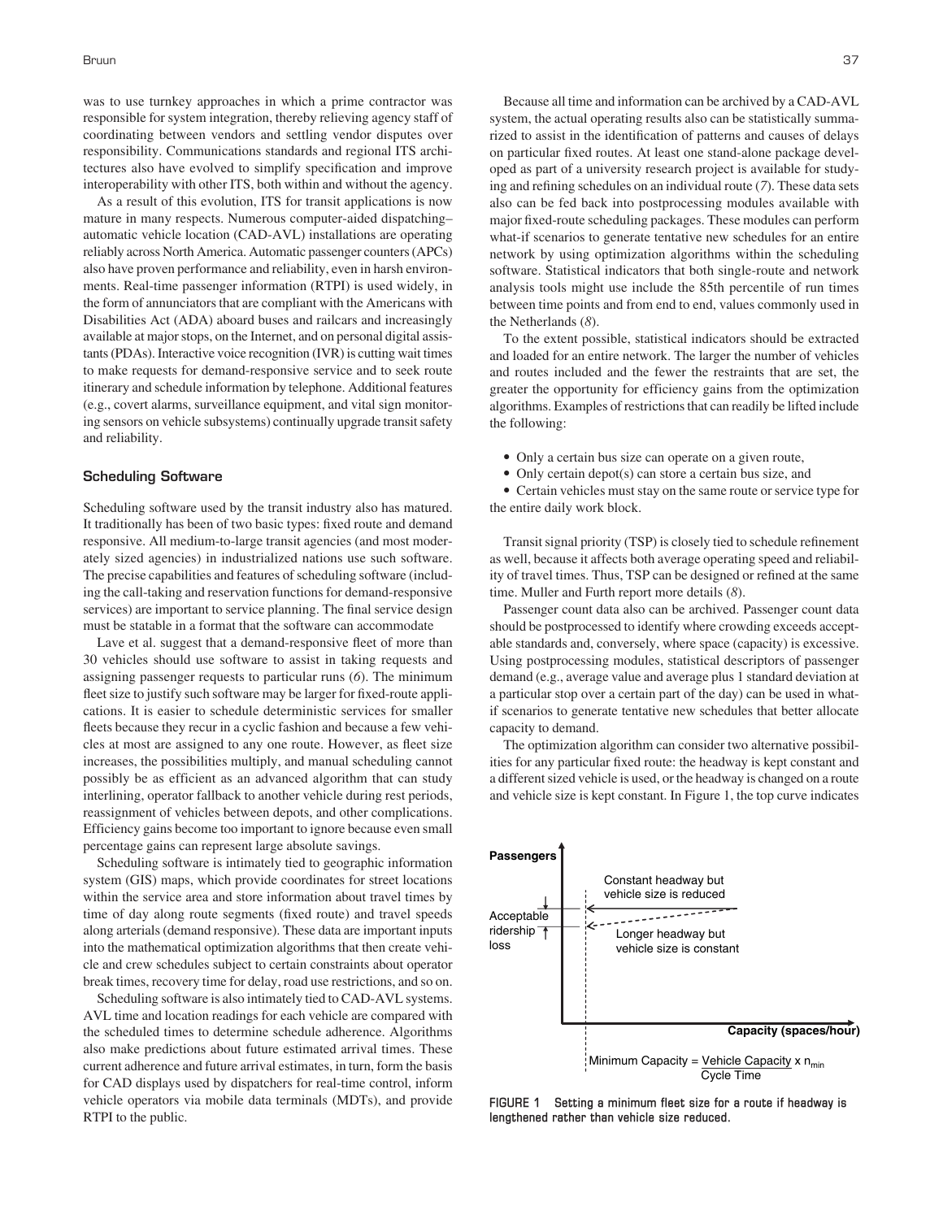was to use turnkey approaches in which a prime contractor was responsible for system integration, thereby relieving agency staff of coordinating between vendors and settling vendor disputes over responsibility. Communications standards and regional ITS architectures also have evolved to simplify specification and improve interoperability with other ITS, both within and without the agency.

As a result of this evolution, ITS for transit applications is now mature in many respects. Numerous computer-aided dispatching–automatic vehicle location (CAD-AVL) installations are operating reliably across North America. Automatic passenger counters (APCs) also have proven performance and reliability, even in harsh environments. Real-time passenger information (RTPI) is used widely, in the form of annunciators that are compliant with the Americans with Disabilities Act (ADA) aboard buses and railcars and increasingly available at major stops, on the Internet, and on personal digital assistants (PDAs). Interactive voice recognition (IVR) is cutting wait times to make requests for demand-responsive service and to seek route itinerary and schedule information by telephone. Additional features (e.g., covert alarms, surveillance equipment, and vital sign monitoring sensors on vehicle subsystems) continually upgrade transit safety and reliability.

### Scheduling Software

Scheduling software used by the transit industry also has matured. It traditionally has been of two basic types: fixed route and demand responsive. All medium-to-large transit agencies (and most moderately sized agencies) in industrialized nations use such software. The precise capabilities and features of scheduling software (including the call-taking and reservation functions for demand-responsive services) are important to service planning. The final service design must be statable in a format that the software can accommodate

Lave et al. suggest that a demand-responsive fleet of more than 30 vehicles should use software to assist in taking requests and assigning passenger requests to particular runs (*6*). The minimum fleet size to justify such software may be larger for fixed-route applications. It is easier to schedule deterministic services for smaller fleets because they recur in a cyclic fashion and because a few vehicles at most are assigned to any one route. However, as fleet size increases, the possibilities multiply, and manual scheduling cannot possibly be as efficient as an advanced algorithm that can study interlining, operator fallback to another vehicle during rest periods, reassignment of vehicles between depots, and other complications. Efficiency gains become too important to ignore because even small percentage gains can represent large absolute savings.

Scheduling software is intimately tied to geographic information system (GIS) maps, which provide coordinates for street locations within the service area and store information about travel times by time of day along route segments (fixed route) and travel speeds along arterials (demand responsive). These data are important inputs into the mathematical optimization algorithms that then create vehicle and crew schedules subject to certain constraints about operator break times, recovery time for delay, road use restrictions, and so on.

Scheduling software is also intimately tied to CAD-AVL systems. AVL time and location readings for each vehicle are compared with the scheduled times to determine schedule adherence. Algorithms also make predictions about future estimated arrival times. These current adherence and future arrival estimates, in turn, form the basis for CAD displays used by dispatchers for real-time control, inform vehicle operators via mobile data terminals (MDTs), and provide RTPI to the public.

Because all time and information can be archived by a CAD-AVL system, the actual operating results also can be statistically summarized to assist in the identification of patterns and causes of delays on particular fixed routes. At least one stand-alone package developed as part of a university research project is available for studying and refining schedules on an individual route (*7*). These data sets also can be fed back into postprocessing modules available with major fixed-route scheduling packages. These modules can perform what-if scenarios to generate tentative new schedules for an entire network by using optimization algorithms within the scheduling software. Statistical indicators that both single-route and network analysis tools might use include the 85th percentile of run times between time points and from end to end, values commonly used in the Netherlands (*8*).

To the extent possible, statistical indicators should be extracted and loaded for an entire network. The larger the number of vehicles and routes included and the fewer the restraints that are set, the greater the opportunity for efficiency gains from the optimization algorithms. Examples of restrictions that can readily be lifted include the following:

- Only a certain bus size can operate on a given route,
- Only certain depot(s) can store a certain bus size, and
- Certain vehicles must stay on the same route or service type for the entire daily work block.

Transit signal priority (TSP) is closely tied to schedule refinement as well, because it affects both average operating speed and reliability of travel times. Thus, TSP can be designed or refined at the same time. Muller and Furth report more details (*8*).

Passenger count data also can be archived. Passenger count data should be postprocessed to identify where crowding exceeds acceptable standards and, conversely, where space (capacity) is excessive. Using postprocessing modules, statistical descriptors of passenger demand (e.g., average value and average plus 1 standard deviation at a particular stop over a certain part of the day) can be used in what-if scenarios to generate tentative new schedules that better allocate capacity to demand.

The optimization algorithm can consider two alternative possibilities for any particular fixed route: the headway is kept constant and a different sized vehicle is used, or the headway is changed on a route and vehicle size is kept constant. In Figure 1, the top curve indicates

$$\text{Minimum Capacity} = \frac{\text{Vehicle Capacity}}{\text{Cycle Time}} \times n_{min}$$

**FIGURE 1 Setting a minimum fleet size for a route if headway is lengthened rather than vehicle size reduced.**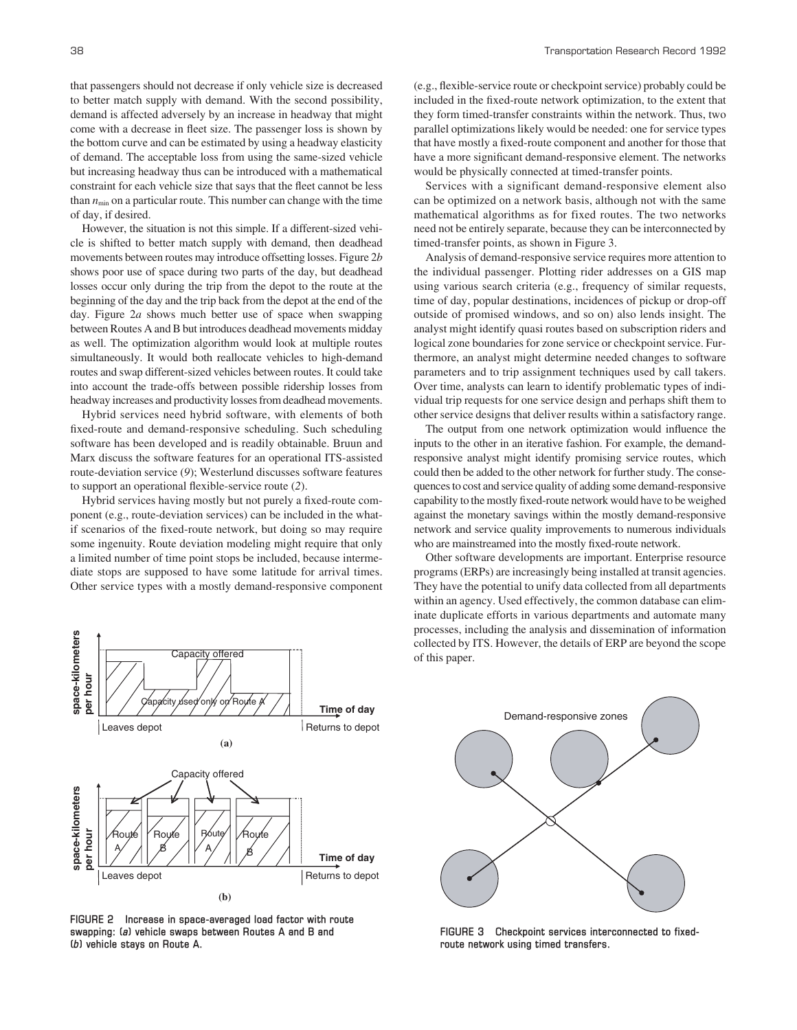that passengers should not decrease if only vehicle size is decreased to better match supply with demand. With the second possibility, demand is affected adversely by an increase in headway that might come with a decrease in fleet size. The passenger loss is shown by the bottom curve and can be estimated by using a headway elasticity of demand. The acceptable loss from using the same-sized vehicle but increasing headway thus can be introduced with a mathematical constraint for each vehicle size that says that the fleet cannot be less than $n_{min}$ on a particular route. This number can change with the time of day, if desired.

However, the situation is not this simple. If a different-sized vehicle is shifted to better match supply with demand, then deadhead movements between routes may introduce offsetting losses. Figure 2*b* shows poor use of space during two parts of the day, but deadhead losses occur only during the trip from the depot to the route at the beginning of the day and the trip back from the depot at the end of the day. Figure 2*a* shows much better use of space when swapping between Routes A and B but introduces deadhead movements midday as well. The optimization algorithm would look at multiple routes simultaneously. It would both reallocate vehicles to high-demand routes and swap different-sized vehicles between routes. It could take into account the trade-offs between possible ridership losses from headway increases and productivity losses from deadhead movements.

Hybrid services need hybrid software, with elements of both fixed-route and demand-responsive scheduling. Such scheduling software has been developed and is readily obtainable. Bruun and Marx discuss the software features for an operational ITS-assisted route-deviation service (*9*); Westerlund discusses software features to support an operational flexible-service route (*2*).

Hybrid services having mostly but not purely a fixed-route component (e.g., route-deviation services) can be included in the what-if scenarios of the fixed-route network, but doing so may require some ingenuity. Route deviation modeling might require that only a limited number of time point stops be included, because intermediate stops are supposed to have some latitude for arrival times. Other service types with a mostly demand-responsive component (e.g., flexible-service route or checkpoint service) probably could be included in the fixed-route network optimization, to the extent that they form timed-transfer constraints within the network. Thus, two parallel optimizations likely would be needed: one for service types that have mostly a fixed-route component and another for those that have a more significant demand-responsive element. The networks would be physically connected at timed-transfer points.

Services with a significant demand-responsive element also can be optimized on a network basis, although not with the same mathematical algorithms as for fixed routes. The two networks need not be entirely separate, because they can be interconnected by timed-transfer points, as shown in Figure 3.

Analysis of demand-responsive service requires more attention to the individual passenger. Plotting rider addresses on a GIS map using various search criteria (e.g., frequency of similar requests, time of day, popular destinations, incidences of pickup or drop-off outside of promised windows, and so on) also lends insight. The analyst might identify quasi routes based on subscription riders and logical zone boundaries for zone service or checkpoint service. Furthermore, an analyst might determine needed changes to software parameters and to trip assignment techniques used by call takers. Over time, analysts can learn to identify problematic types of individual trip requests for one service design and perhaps shift them to other service designs that deliver results within a satisfactory range.

The output from one network optimization would influence the inputs to the other in an iterative fashion. For example, the demand-responsive analyst might identify promising service routes, which could then be added to the other network for further study. The consequences to cost and service quality of adding some demand-responsive capability to the mostly fixed-route network would have to be weighed against the monetary savings within the mostly demand-responsive network and service quality improvements to numerous individuals who are mainstreamed into the mostly fixed-route network.

Other software developments are important. Enterprise resource programs (ERPs) are increasingly being installed at transit agencies. They have the potential to unify data collected from all departments within an agency. Used effectively, the common database can eliminate duplicate efforts in various departments and automate many processes, including the analysis and dissemination of information collected by ITS. However, the details of ERP are beyond the scope of this paper.

FIGURE 2 Increase in space-averaged load factor with route swapping: (*a*) vehicle swaps between Routes A and B and (*b*) vehicle stays on Route A.

FIGURE 3 Checkpoint services interconnected to fixed-route network using timed transfers.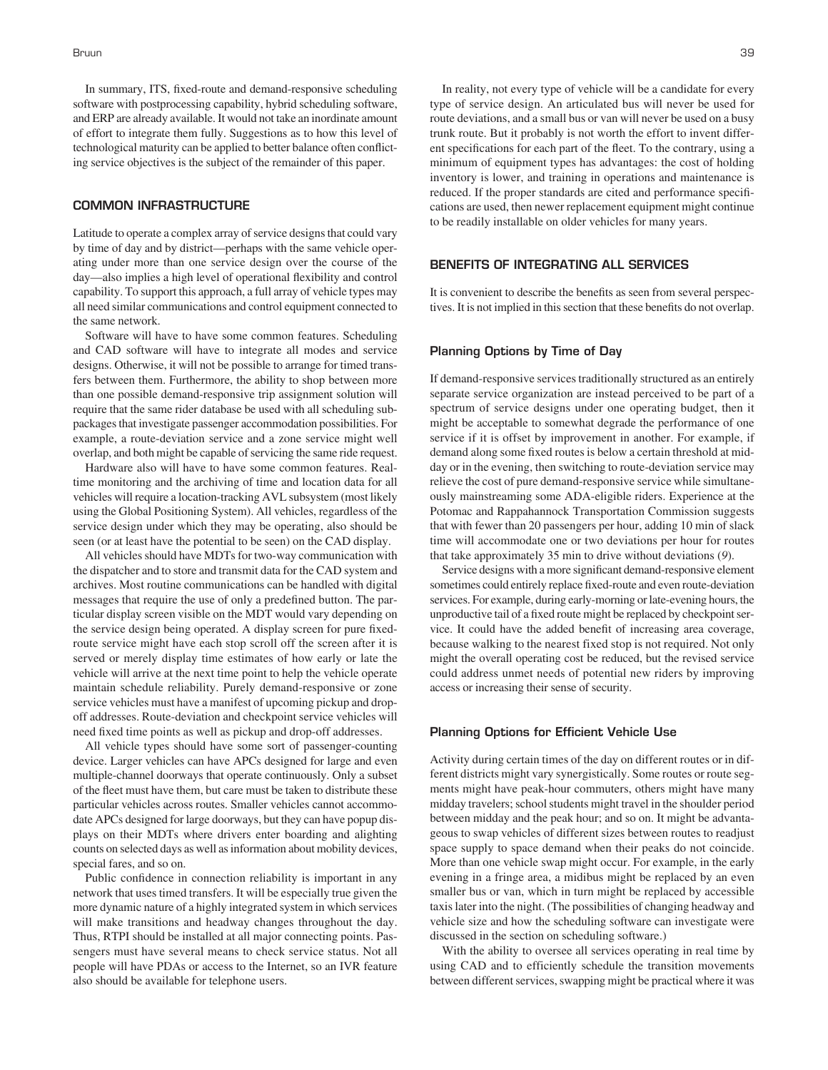In summary, ITS, fixed-route and demand-responsive scheduling software with postprocessing capability, hybrid scheduling software, and ERP are already available. It would not take an inordinate amount of effort to integrate them fully. Suggestions as to how this level of technological maturity can be applied to better balance often conflicting service objectives is the subject of the remainder of this paper.

## COMMON INFRASTRUCTURE

Latitude to operate a complex array of service designs that could vary by time of day and by district—perhaps with the same vehicle operating under more than one service design over the course of the day—also implies a high level of operational flexibility and control capability. To support this approach, a full array of vehicle types may all need similar communications and control equipment connected to the same network.

Software will have to have some common features. Scheduling and CAD software will have to integrate all modes and service designs. Otherwise, it will not be possible to arrange for timed transfers between them. Furthermore, the ability to shop between more than one possible demand-responsive trip assignment solution will require that the same rider database be used with all scheduling subpackages that investigate passenger accommodation possibilities. For example, a route-deviation service and a zone service might well overlap, and both might be capable of servicing the same ride request.

Hardware also will have to have some common features. Real-time monitoring and the archiving of time and location data for all vehicles will require a location-tracking AVL subsystem (most likely using the Global Positioning System). All vehicles, regardless of the service design under which they may be operating, also should be seen (or at least have the potential to be seen) on the CAD display.

All vehicles should have MDTs for two-way communication with the dispatcher and to store and transmit data for the CAD system and archives. Most routine communications can be handled with digital messages that require the use of only a predefined button. The particular display screen visible on the MDT would vary depending on the service design being operated. A display screen for pure fixed-route service might have each stop scroll off the screen after it is served or merely display time estimates of how early or late the vehicle will arrive at the next time point to help the vehicle operate maintain schedule reliability. Purely demand-responsive or zone service vehicles must have a manifest of upcoming pickup and drop-off addresses. Route-deviation and checkpoint service vehicles will need fixed time points as well as pickup and drop-off addresses.

All vehicle types should have some sort of passenger-counting device. Larger vehicles can have APCs designed for large and even multiple-channel doorways that operate continuously. Only a subset of the fleet must have them, but care must be taken to distribute these particular vehicles across routes. Smaller vehicles cannot accommodate APCs designed for large doorways, but they can have popup displays on their MDTs where drivers enter boarding and alighting counts on selected days as well as information about mobility devices, special fares, and so on.

Public confidence in connection reliability is important in any network that uses timed transfers. It will be especially true given the more dynamic nature of a highly integrated system in which services will make transitions and headway changes throughout the day. Thus, RTPI should be installed at all major connecting points. Passengers must have several means to check service status. Not all people will have PDAs or access to the Internet, so an IVR feature also should be available for telephone users.

In reality, not every type of vehicle will be a candidate for every type of service design. An articulated bus will never be used for route deviations, and a small bus or van will never be used on a busy trunk route. But it probably is not worth the effort to invent different specifications for each part of the fleet. To the contrary, using a minimum of equipment types has advantages: the cost of holding inventory is lower, and training in operations and maintenance is reduced. If the proper standards are cited and performance specifications are used, then newer replacement equipment might continue to be readily installable on older vehicles for many years.

## BENEFITS OF INTEGRATING ALL SERVICES

It is convenient to describe the benefits as seen from several perspectives. It is not implied in this section that these benefits do not overlap.

### Planning Options by Time of Day

If demand-responsive services traditionally structured as an entirely separate service organization are instead perceived to be part of a spectrum of service designs under one operating budget, then it might be acceptable to somewhat degrade the performance of one service if it is offset by improvement in another. For example, if demand along some fixed routes is below a certain threshold at midday or in the evening, then switching to route-deviation service may relieve the cost of pure demand-responsive service while simultaneously mainstreaming some ADA-eligible riders. Experience at the Potomac and Rappahannock Transportation Commission suggests that with fewer than 20 passengers per hour, adding 10 min of slack time will accommodate one or two deviations per hour for routes that take approximately 35 min to drive without deviations (*9*).

Service designs with a more significant demand-responsive element sometimes could entirely replace fixed-route and even route-deviation services. For example, during early-morning or late-evening hours, the unproductive tail of a fixed route might be replaced by checkpoint service. It could have the added benefit of increasing area coverage, because walking to the nearest fixed stop is not required. Not only might the overall operating cost be reduced, but the revised service could address unmet needs of potential new riders by improving access or increasing their sense of security.

### Planning Options for Efficient Vehicle Use

Activity during certain times of the day on different routes or in different districts might vary synergistically. Some routes or route segments might have peak-hour commuters, others might have many midday travelers; school students might travel in the shoulder period between midday and the peak hour; and so on. It might be advantageous to swap vehicles of different sizes between routes to readjust space supply to space demand when their peaks do not coincide. More than one vehicle swap might occur. For example, in the early evening in a fringe area, a midibus might be replaced by an even smaller bus or van, which in turn might be replaced by accessible taxis later into the night. (The possibilities of changing headway and vehicle size and how the scheduling software can investigate were discussed in the section on scheduling software.)

With the ability to oversee all services operating in real time by using CAD and to efficiently schedule the transition movements between different services, swapping might be practical where it was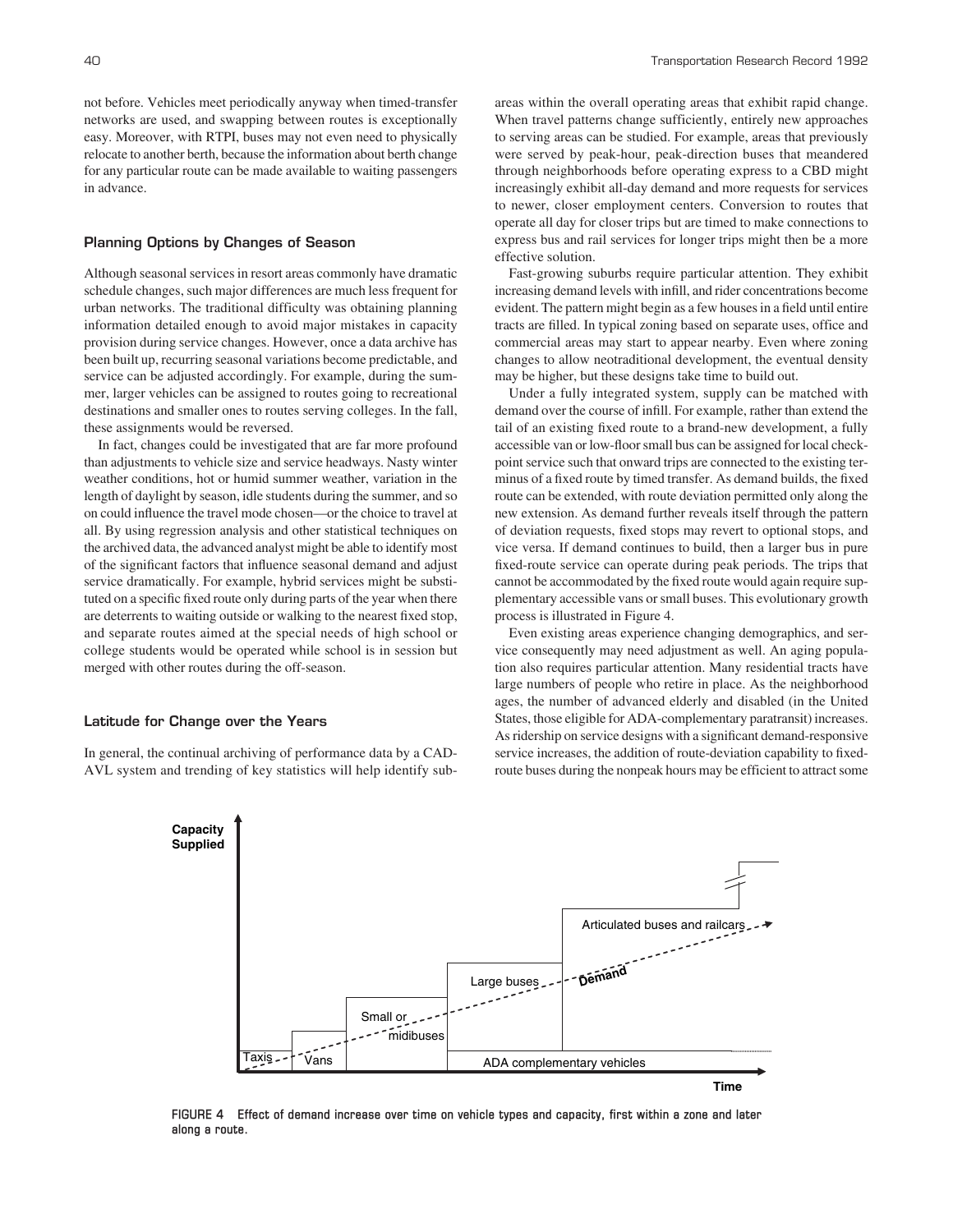not before. Vehicles meet periodically anyway when timed-transfer networks are used, and swapping between routes is exceptionally easy. Moreover, with RTPI, buses may not even need to physically relocate to another berth, because the information about berth change for any particular route can be made available to waiting passengers in advance.

### Planning Options by Changes of Season

Although seasonal services in resort areas commonly have dramatic schedule changes, such major differences are much less frequent for urban networks. The traditional difficulty was obtaining planning information detailed enough to avoid major mistakes in capacity provision during service changes. However, once a data archive has been built up, recurring seasonal variations become predictable, and service can be adjusted accordingly. For example, during the summer, larger vehicles can be assigned to routes going to recreational destinations and smaller ones to routes serving colleges. In the fall, these assignments would be reversed.

In fact, changes could be investigated that are far more profound than adjustments to vehicle size and service headways. Nasty winter weather conditions, hot or humid summer weather, variation in the length of daylight by season, idle students during the summer, and so on could influence the travel mode chosen—or the choice to travel at all. By using regression analysis and other statistical techniques on the archived data, the advanced analyst might be able to identify most of the significant factors that influence seasonal demand and adjust service dramatically. For example, hybrid services might be substituted on a specific fixed route only during parts of the year when there are deterrents to waiting outside or walking to the nearest fixed stop, and separate routes aimed at the special needs of high school or college students would be operated while school is in session but merged with other routes during the off-season.

### Latitude for Change over the Years

In general, the continual archiving of performance data by a CAD-AVL system and trending of key statistics will help identify subareas within the overall operating areas that exhibit rapid change. When travel patterns change sufficiently, entirely new approaches to serving areas can be studied. For example, areas that previously were served by peak-hour, peak-direction buses that meandered through neighborhoods before operating express to a CBD might increasingly exhibit all-day demand and more requests for services to newer, closer employment centers. Conversion to routes that operate all day for closer trips but are timed to make connections to express bus and rail services for longer trips might then be a more effective solution.

Fast-growing suburbs require particular attention. They exhibit increasing demand levels with infill, and rider concentrations become evident. The pattern might begin as a few houses in a field until entire tracts are filled. In typical zoning based on separate uses, office and commercial areas may start to appear nearby. Even where zoning changes to allow neotraditional development, the eventual density may be higher, but these designs take time to build out.

Under a fully integrated system, supply can be matched with demand over the course of infill. For example, rather than extend the tail of an existing fixed route to a brand-new development, a fully accessible van or low-floor small bus can be assigned for local checkpoint service such that onward trips are connected to the existing terminus of a fixed route by timed transfer. As demand builds, the fixed route can be extended, with route deviation permitted only along the new extension. As demand further reveals itself through the pattern of deviation requests, fixed stops may revert to optional stops, and vice versa. If demand continues to build, then a larger bus in pure fixed-route service can operate during peak periods. The trips that cannot be accommodated by the fixed route would again require supplementary accessible vans or small buses. This evolutionary growth process is illustrated in Figure 4.

Even existing areas experience changing demographics, and service consequently may need adjustment as well. An aging population also requires particular attention. Many residential tracts have large numbers of people who retire in place. As the neighborhood ages, the number of advanced elderly and disabled (in the United States, those eligible for ADA-complementary paratransit) increases. As ridership on service designs with a significant demand-responsive service increases, the addition of route-deviation capability to fixed-route buses during the nonpeak hours may be efficient to attract some

FIGURE 4 Effect of demand increase over time on vehicle types and capacity, first within a zone and later along a route.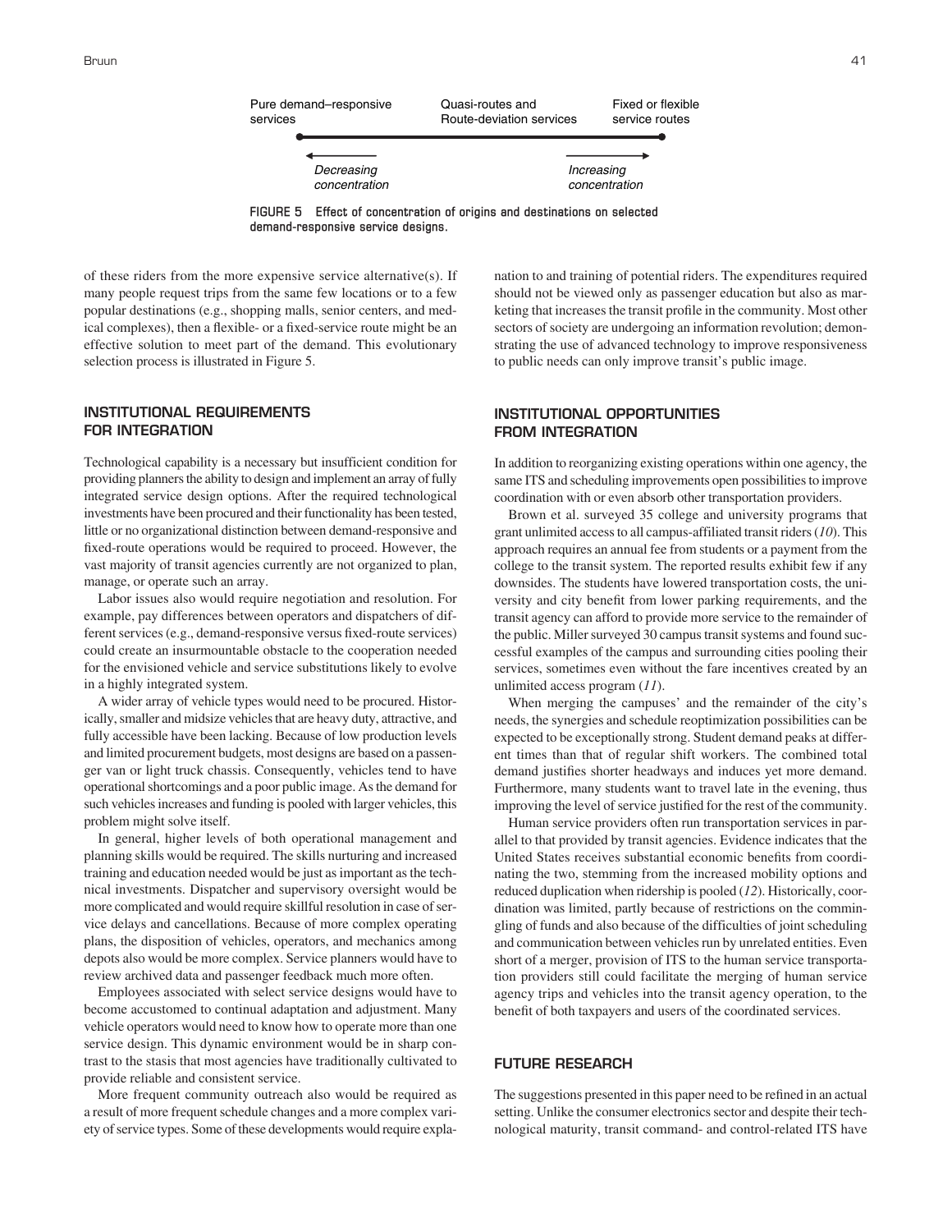Pure demand–responsive services — Quasi-routes and Route-deviation services — Fixed or flexible service routes

← Decreasing concentration     Increasing concentration →

**FIGURE 5 Effect of concentration of origins and destinations on selected demand-responsive service designs.**

of these riders from the more expensive service alternative(s). If many people request trips from the same few locations or to a few popular destinations (e.g., shopping malls, senior centers, and medical complexes), then a flexible- or a fixed-service route might be an effective solution to meet part of the demand. This evolutionary selection process is illustrated in Figure 5.

## INSTITUTIONAL REQUIREMENTS FOR INTEGRATION

Technological capability is a necessary but insufficient condition for providing planners the ability to design and implement an array of fully integrated service design options. After the required technological investments have been procured and their functionality has been tested, little or no organizational distinction between demand-responsive and fixed-route operations would be required to proceed. However, the vast majority of transit agencies currently are not organized to plan, manage, or operate such an array.

Labor issues also would require negotiation and resolution. For example, pay differences between operators and dispatchers of different services (e.g., demand-responsive versus fixed-route services) could create an insurmountable obstacle to the cooperation needed for the envisioned vehicle and service substitutions likely to evolve in a highly integrated system.

A wider array of vehicle types would need to be procured. Historically, smaller and midsize vehicles that are heavy duty, attractive, and fully accessible have been lacking. Because of low production levels and limited procurement budgets, most designs are based on a passenger van or light truck chassis. Consequently, vehicles tend to have operational shortcomings and a poor public image. As the demand for such vehicles increases and funding is pooled with larger vehicles, this problem might solve itself.

In general, higher levels of both operational management and planning skills would be required. The skills nurturing and increased training and education needed would be just as important as the technical investments. Dispatcher and supervisory oversight would be more complicated and would require skillful resolution in case of service delays and cancellations. Because of more complex operating plans, the disposition of vehicles, operators, and mechanics among depots also would be more complex. Service planners would have to review archived data and passenger feedback much more often.

Employees associated with select service designs would have to become accustomed to continual adaptation and adjustment. Many vehicle operators would need to know how to operate more than one service design. This dynamic environment would be in sharp contrast to the stasis that most agencies have traditionally cultivated to provide reliable and consistent service.

More frequent community outreach also would be required as a result of more frequent schedule changes and a more complex variety of service types. Some of these developments would require explanation to and training of potential riders. The expenditures required should not be viewed only as passenger education but also as marketing that increases the transit profile in the community. Most other sectors of society are undergoing an information revolution; demonstrating the use of advanced technology to improve responsiveness to public needs can only improve transit's public image.

## INSTITUTIONAL OPPORTUNITIES FROM INTEGRATION

In addition to reorganizing existing operations within one agency, the same ITS and scheduling improvements open possibilities to improve coordination with or even absorb other transportation providers.

Brown et al. surveyed 35 college and university programs that grant unlimited access to all campus-affiliated transit riders (*10*). This approach requires an annual fee from students or a payment from the college to the transit system. The reported results exhibit few if any downsides. The students have lowered transportation costs, the university and city benefit from lower parking requirements, and the transit agency can afford to provide more service to the remainder of the public. Miller surveyed 30 campus transit systems and found successful examples of the campus and surrounding cities pooling their services, sometimes even without the fare incentives created by an unlimited access program (*11*).

When merging the campuses' and the remainder of the city's needs, the synergies and schedule reoptimization possibilities can be expected to be exceptionally strong. Student demand peaks at different times than that of regular shift workers. The combined total demand justifies shorter headways and induces yet more demand. Furthermore, many students want to travel late in the evening, thus improving the level of service justified for the rest of the community.

Human service providers often run transportation services in parallel to that provided by transit agencies. Evidence indicates that the United States receives substantial economic benefits from coordinating the two, stemming from the increased mobility options and reduced duplication when ridership is pooled (*12*). Historically, coordination was limited, partly because of restrictions on the commingling of funds and also because of the difficulties of joint scheduling and communication between vehicles run by unrelated entities. Even short of a merger, provision of ITS to the human service transportation providers still could facilitate the merging of human service agency trips and vehicles into the transit agency operation, to the benefit of both taxpayers and users of the coordinated services.

## FUTURE RESEARCH

The suggestions presented in this paper need to be refined in an actual setting. Unlike the consumer electronics sector and despite their technological maturity, transit command- and control-related ITS have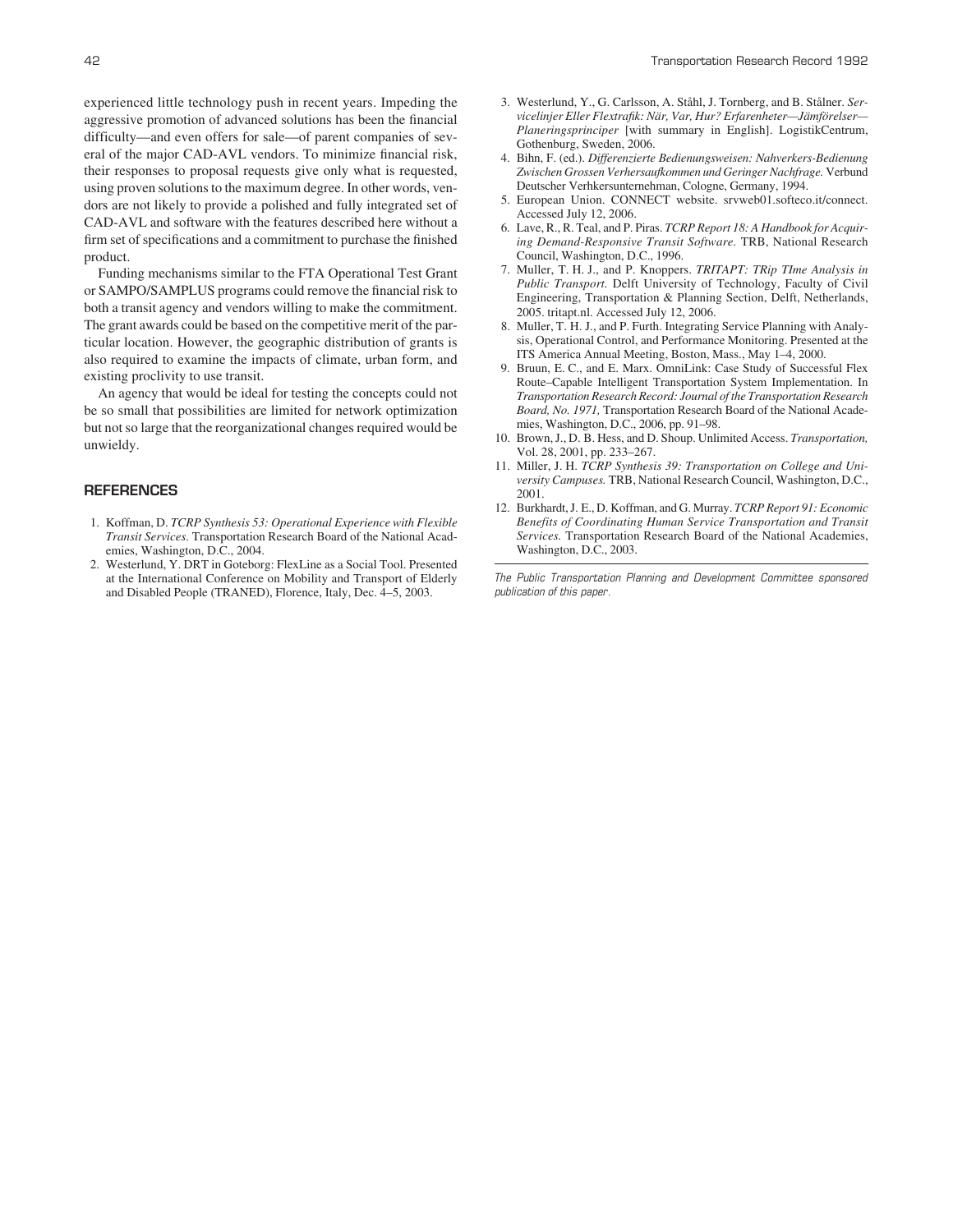experienced little technology push in recent years. Impeding the aggressive promotion of advanced solutions has been the financial difficulty—and even offers for sale—of parent companies of several of the major CAD-AVL vendors. To minimize financial risk, their responses to proposal requests give only what is requested, using proven solutions to the maximum degree. In other words, vendors are not likely to provide a polished and fully integrated set of CAD-AVL and software with the features described here without a firm set of specifications and a commitment to purchase the finished product.

Funding mechanisms similar to the FTA Operational Test Grant or SAMPO/SAMPLUS programs could remove the financial risk to both a transit agency and vendors willing to make the commitment. The grant awards could be based on the competitive merit of the particular location. However, the geographic distribution of grants is also required to examine the impacts of climate, urban form, and existing proclivity to use transit.

An agency that would be ideal for testing the concepts could not be so small that possibilities are limited for network optimization but not so large that the reorganizational changes required would be unwieldy.

## REFERENCES

1. Koffman, D. *TCRP Synthesis 53: Operational Experience with Flexible Transit Services.* Transportation Research Board of the National Academies, Washington, D.C., 2004.
2. Westerlund, Y. DRT in Goteborg: FlexLine as a Social Tool. Presented at the International Conference on Mobility and Transport of Elderly and Disabled People (TRANED), Florence, Italy, Dec. 4–5, 2003.
3. Westerlund, Y., G. Carlsson, A. Ståhl, J. Tornberg, and B. Stålner. *Servicelinjer Eller Flextrafik: När, Var, Hur? Erfarenheter—Jämförelser—Planeringsprinciper* [with summary in English]. LogistikCentrum, Gothenburg, Sweden, 2006.
4. Bihn, F. (ed.). *Differenzierte Bedienungsweisen: Nahverkers-Bedienung Zwischen Grossen Verhersaufkommen und Geringer Nachfrage.* Verbund Deutscher Verhkersunternehman, Cologne, Germany, 1994.
5. European Union. CONNECT website. srvweb01.softeco.it/connect. Accessed July 12, 2006.
6. Lave, R., R. Teal, and P. Piras. *TCRP Report 18: A Handbook for Acquiring Demand-Responsive Transit Software.* TRB, National Research Council, Washington, D.C., 1996.
7. Muller, T. H. J., and P. Knoppers. *TRITAPT: TRip TIme Analysis in Public Transport.* Delft University of Technology, Faculty of Civil Engineering, Transportation & Planning Section, Delft, Netherlands, 2005. tritapt.nl. Accessed July 12, 2006.
8. Muller, T. H. J., and P. Furth. Integrating Service Planning with Analysis, Operational Control, and Performance Monitoring. Presented at the ITS America Annual Meeting, Boston, Mass., May 1–4, 2000.
9. Bruun, E. C., and E. Marx. OmniLink: Case Study of Successful Flex Route–Capable Intelligent Transportation System Implementation. In *Transportation Research Record: Journal of the Transportation Research Board, No. 1971,* Transportation Research Board of the National Academies, Washington, D.C., 2006, pp. 91–98.
10. Brown, J., D. B. Hess, and D. Shoup. Unlimited Access. *Transportation,* Vol. 28, 2001, pp. 233–267.
11. Miller, J. H. *TCRP Synthesis 39: Transportation on College and University Campuses.* TRB, National Research Council, Washington, D.C., 2001.
12. Burkhardt, J. E., D. Koffman, and G. Murray. *TCRP Report 91: Economic Benefits of Coordinating Human Service Transportation and Transit Services.* Transportation Research Board of the National Academies, Washington, D.C., 2003.

*The Public Transportation Planning and Development Committee sponsored publication of this paper.*